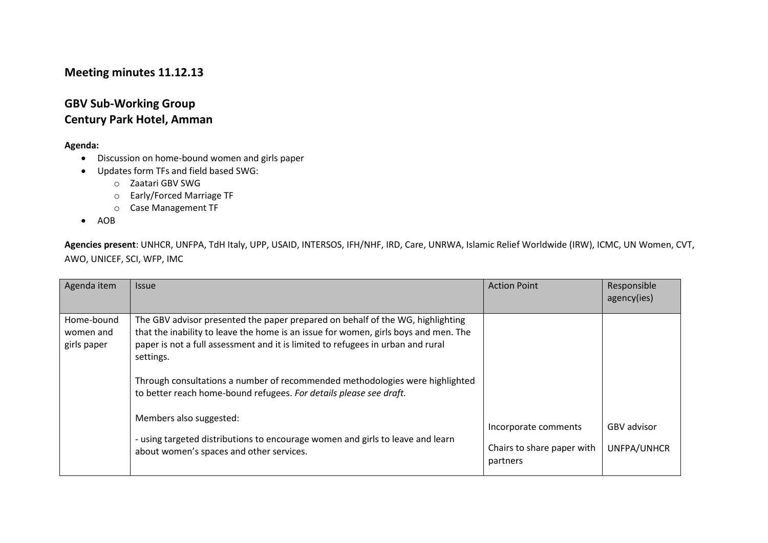## Meeting minutes 11.12.13

## GBV Sub-Working Group
## Century Park Hotel, Amman

**Agenda:**

- Discussion on home-bound women and girls paper
- Updates form TFs and field based SWG:
  - Zaatari GBV SWG
  - Early/Forced Marriage TF
  - Case Management TF
- AOB

**Agencies present**: UNHCR, UNFPA, TdH Italy, UPP, USAID, INTERSOS, IFH/NHF, IRD, Care, UNRWA, Islamic Relief Worldwide (IRW), ICMC, UN Women, CVT, AWO, UNICEF, SCI, WFP, IMC

| Agenda item | Issue | Action Point | Responsible agency(ies) |
|---|---|---|---|
| Home-bound women and girls paper | The GBV advisor presented the paper prepared on behalf of the WG, highlighting that the inability to leave the home is an issue for women, girls boys and men. The paper is not a full assessment and it is limited to refugees in urban and rural settings.<br><br>Through consultations a number of recommended methodologies were highlighted to better reach home-bound refugees. *For details please see draft.*<br><br>Members also suggested:<br><br>- using targeted distributions to encourage women and girls to leave and learn about women's spaces and other services. | Incorporate comments<br><br>Chairs to share paper with partners | GBV advisor<br><br>UNFPA/UNHCR |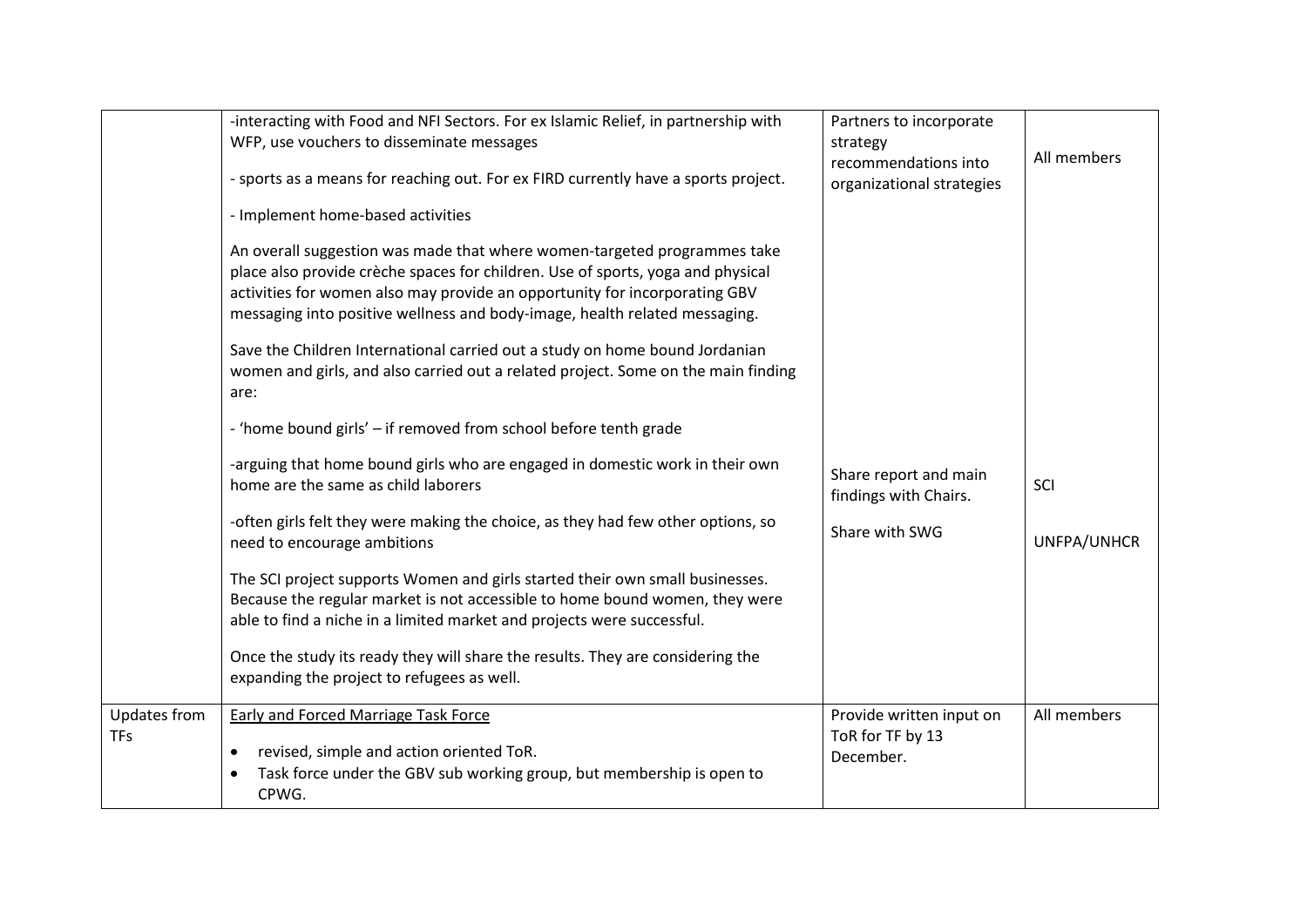| | | | |
|---|---|---|---|
| | -interacting with Food and NFI Sectors. For ex Islamic Relief, in partnership with WFP, use vouchers to disseminate messages<br><br>- sports as a means for reaching out. For ex FIRD currently have a sports project.<br><br>- Implement home-based activities<br><br>An overall suggestion was made that where women-targeted programmes take place also provide crèche spaces for children. Use of sports, yoga and physical activities for women also may provide an opportunity for incorporating GBV messaging into positive wellness and body-image, health related messaging.<br><br>Save the Children International carried out a study on home bound Jordanian women and girls, and also carried out a related project. Some on the main finding are:<br><br>- 'home bound girls' – if removed from school before tenth grade<br><br>-arguing that home bound girls who are engaged in domestic work in their own home are the same as child laborers<br><br>-often girls felt they were making the choice, as they had few other options, so need to encourage ambitions<br><br>The SCI project supports Women and girls started their own small businesses. Because the regular market is not accessible to home bound women, they were able to find a niche in a limited market and projects were successful.<br><br>Once the study its ready they will share the results. They are considering the expanding the project to refugees as well. | Partners to incorporate strategy recommendations into organizational strategies<br><br>Share report and main findings with Chairs.<br><br>Share with SWG | All members<br><br>SCI<br><br>UNFPA/UNHCR |
| Updates from TFs | <u>Early and Forced Marriage Task Force</u><br><br>• revised, simple and action oriented ToR.<br>• Task force under the GBV sub working group, but membership is open to CPWG. | Provide written input on ToR for TF by 13 December. | All members |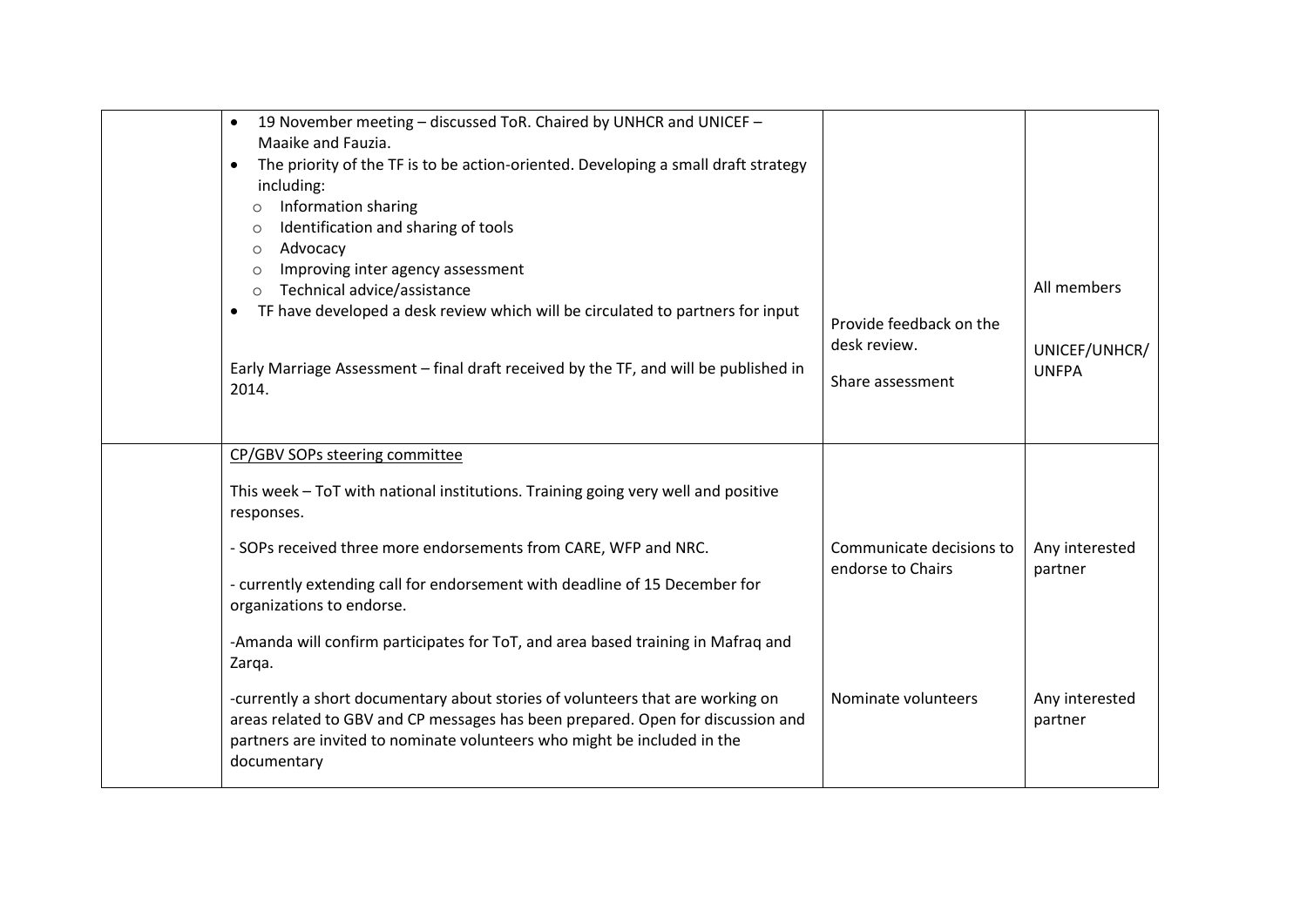| | | | |
|---|---|---|---|
| | • 19 November meeting – discussed ToR. Chaired by UNHCR and UNICEF – Maaike and Fauzia.<br>• The priority of the TF is to be action-oriented. Developing a small draft strategy including:<br>  ○ Information sharing<br>  ○ Identification and sharing of tools<br>  ○ Advocacy<br>  ○ Improving inter agency assessment<br>  ○ Technical advice/assistance<br>• TF have developed a desk review which will be circulated to partners for input<br><br>Early Marriage Assessment – final draft received by the TF, and will be published in 2014. | Provide feedback on the desk review.<br><br>Share assessment | All members<br><br>UNICEF/UNHCR/UNFPA |
| | CP/GBV SOPs steering committee<br><br>This week – ToT with national institutions. Training going very well and positive responses.<br><br>- SOPs received three more endorsements from CARE, WFP and NRC.<br><br>- currently extending call for endorsement with deadline of 15 December for organizations to endorse.<br><br>-Amanda will confirm participates for ToT, and area based training in Mafraq and Zarqa.<br><br>-currently a short documentary about stories of volunteers that are working on areas related to GBV and CP messages has been prepared. Open for discussion and partners are invited to nominate volunteers who might be included in the documentary | Communicate decisions to endorse to Chairs<br><br>Nominate volunteers | Any interested partner<br><br>Any interested partner |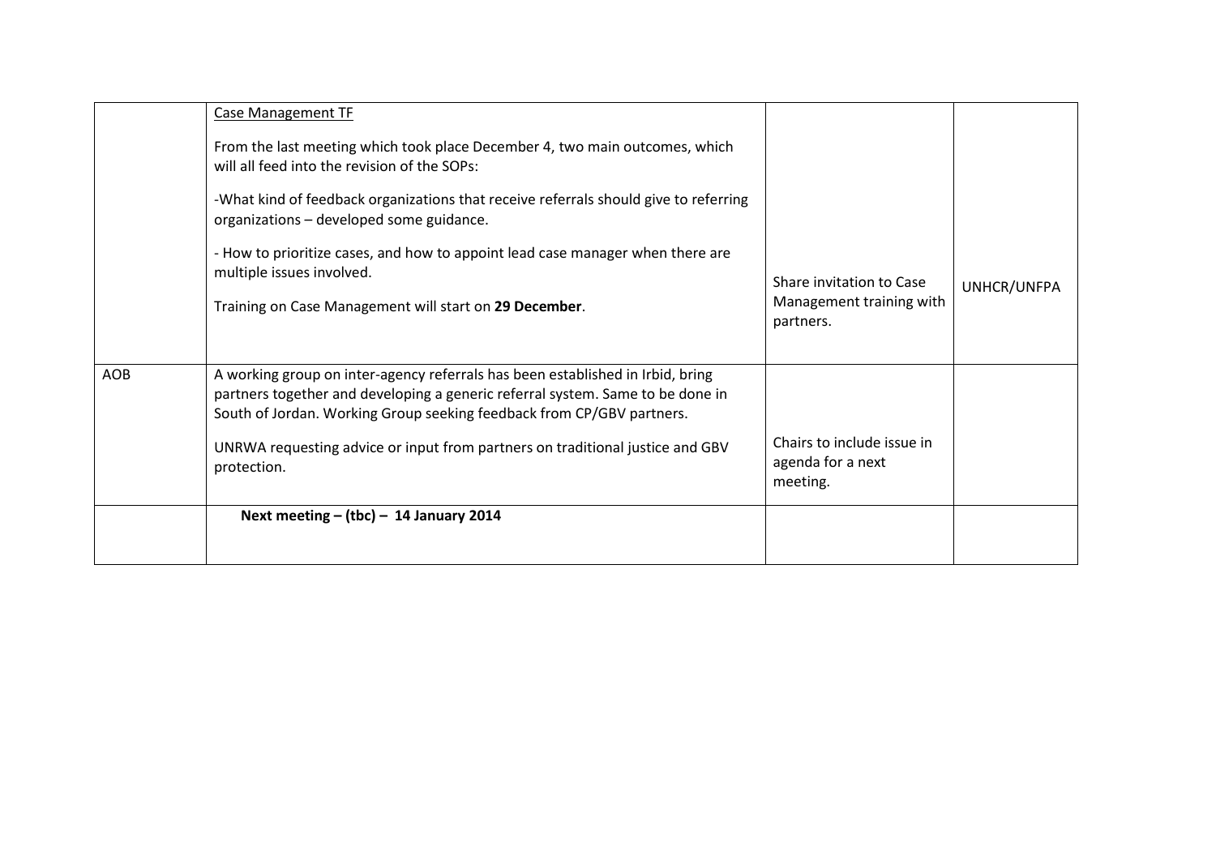| | | | |
|---|---|---|---|
| | <u>Case Management TF</u><br><br>From the last meeting which took place December 4, two main outcomes, which will all feed into the revision of the SOPs:<br><br>-What kind of feedback organizations that receive referrals should give to referring organizations – developed some guidance.<br><br>- How to prioritize cases, and how to appoint lead case manager when there are multiple issues involved.<br><br>Training on Case Management will start on **29 December**. | Share invitation to Case Management training with partners. | UNHCR/UNFPA |
| AOB | A working group on inter-agency referrals has been established in Irbid, bring partners together and developing a generic referral system. Same to be done in South of Jordan. Working Group seeking feedback from CP/GBV partners.<br><br>UNRWA requesting advice or input from partners on traditional justice and GBV protection. | Chairs to include issue in agenda for a next meeting. | |
| | **Next meeting – (tbc) – 14 January 2014** | | |